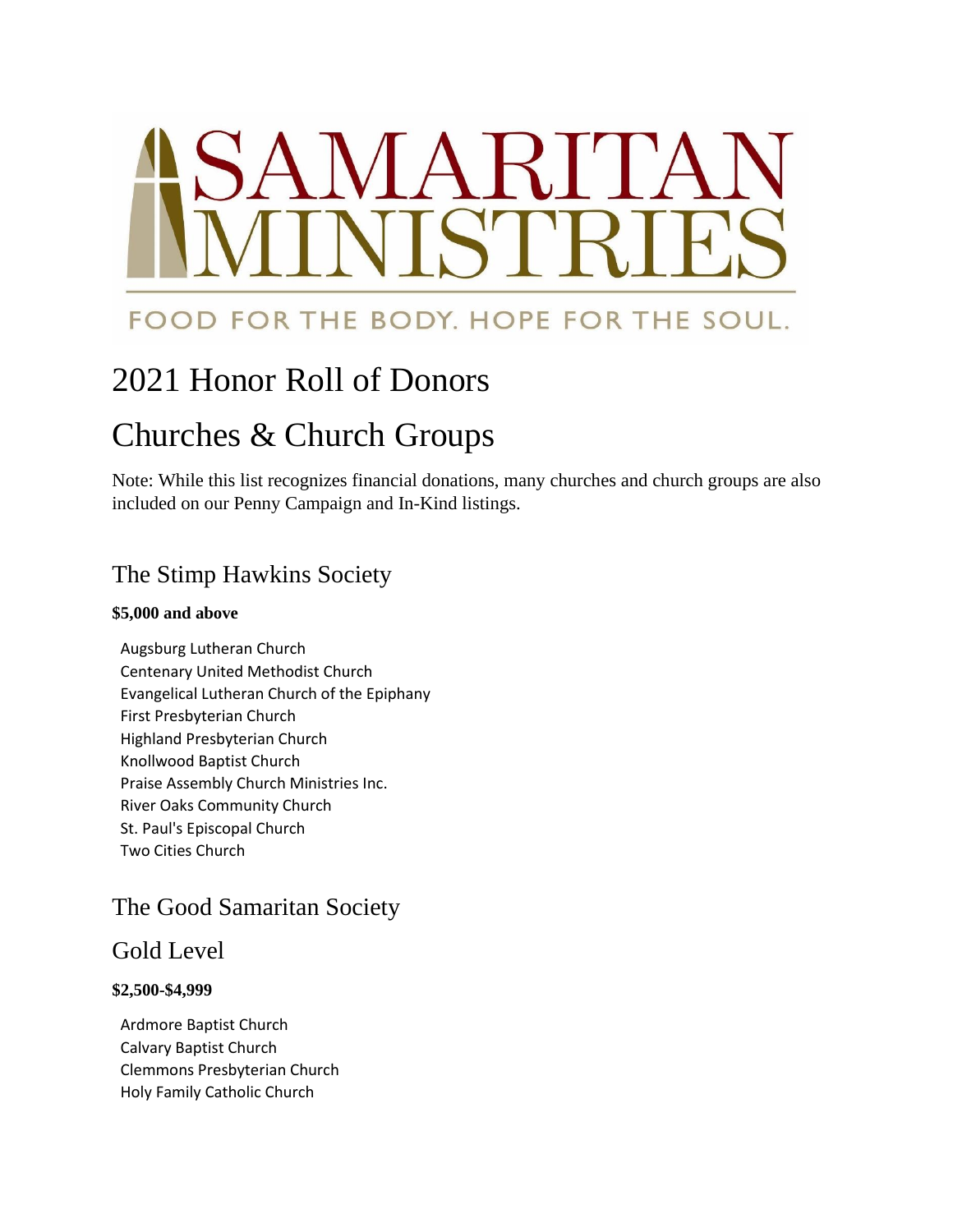SAMARITAN MINISTRIES

FOOD FOR THE BODY. HOPE FOR THE SOUL.

# 2021 Honor Roll of Donors

# Churches & Church Groups

Note: While this list recognizes financial donations, many churches and church groups are also included on our Penny Campaign and In-Kind listings.

## The Stimp Hawkins Society

**$5,000 and above**

Augsburg Lutheran Church
Centenary United Methodist Church
Evangelical Lutheran Church of the Epiphany
First Presbyterian Church
Highland Presbyterian Church
Knollwood Baptist Church
Praise Assembly Church Ministries Inc.
River Oaks Community Church
St. Paul's Episcopal Church
Two Cities Church

## The Good Samaritan Society

### Gold Level

**$2,500-$4,999**

Ardmore Baptist Church
Calvary Baptist Church
Clemmons Presbyterian Church
Holy Family Catholic Church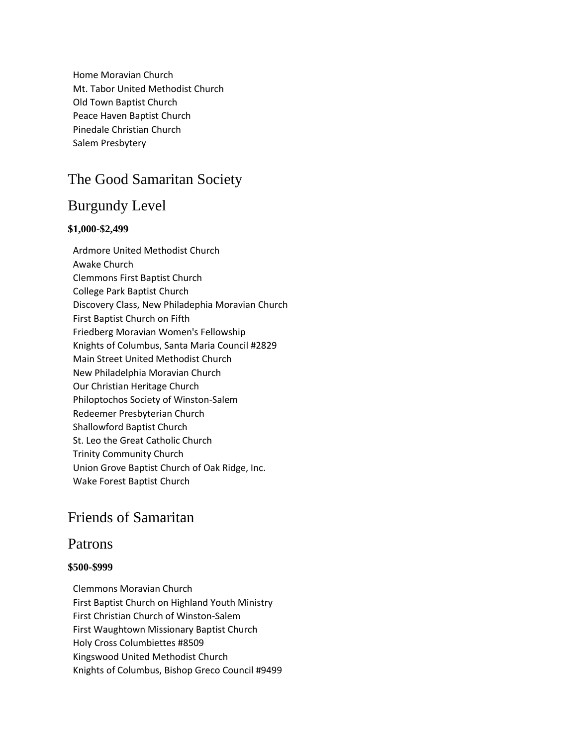Home Moravian Church
Mt. Tabor United Methodist Church
Old Town Baptist Church
Peace Haven Baptist Church
Pinedale Christian Church
Salem Presbytery

## The Good Samaritan Society

## Burgundy Level

**$1,000-$2,499**

Ardmore United Methodist Church
Awake Church
Clemmons First Baptist Church
College Park Baptist Church
Discovery Class, New Philadephia Moravian Church
First Baptist Church on Fifth
Friedberg Moravian Women's Fellowship
Knights of Columbus, Santa Maria Council #2829
Main Street United Methodist Church
New Philadelphia Moravian Church
Our Christian Heritage Church
Philoptochos Society of Winston-Salem
Redeemer Presbyterian Church
Shallowford Baptist Church
St. Leo the Great Catholic Church
Trinity Community Church
Union Grove Baptist Church of Oak Ridge, Inc.
Wake Forest Baptist Church

## Friends of Samaritan

## Patrons

**$500-$999**

Clemmons Moravian Church
First Baptist Church on Highland Youth Ministry
First Christian Church of Winston-Salem
First Waughtown Missionary Baptist Church
Holy Cross Columbiettes #8509
Kingswood United Methodist Church
Knights of Columbus, Bishop Greco Council #9499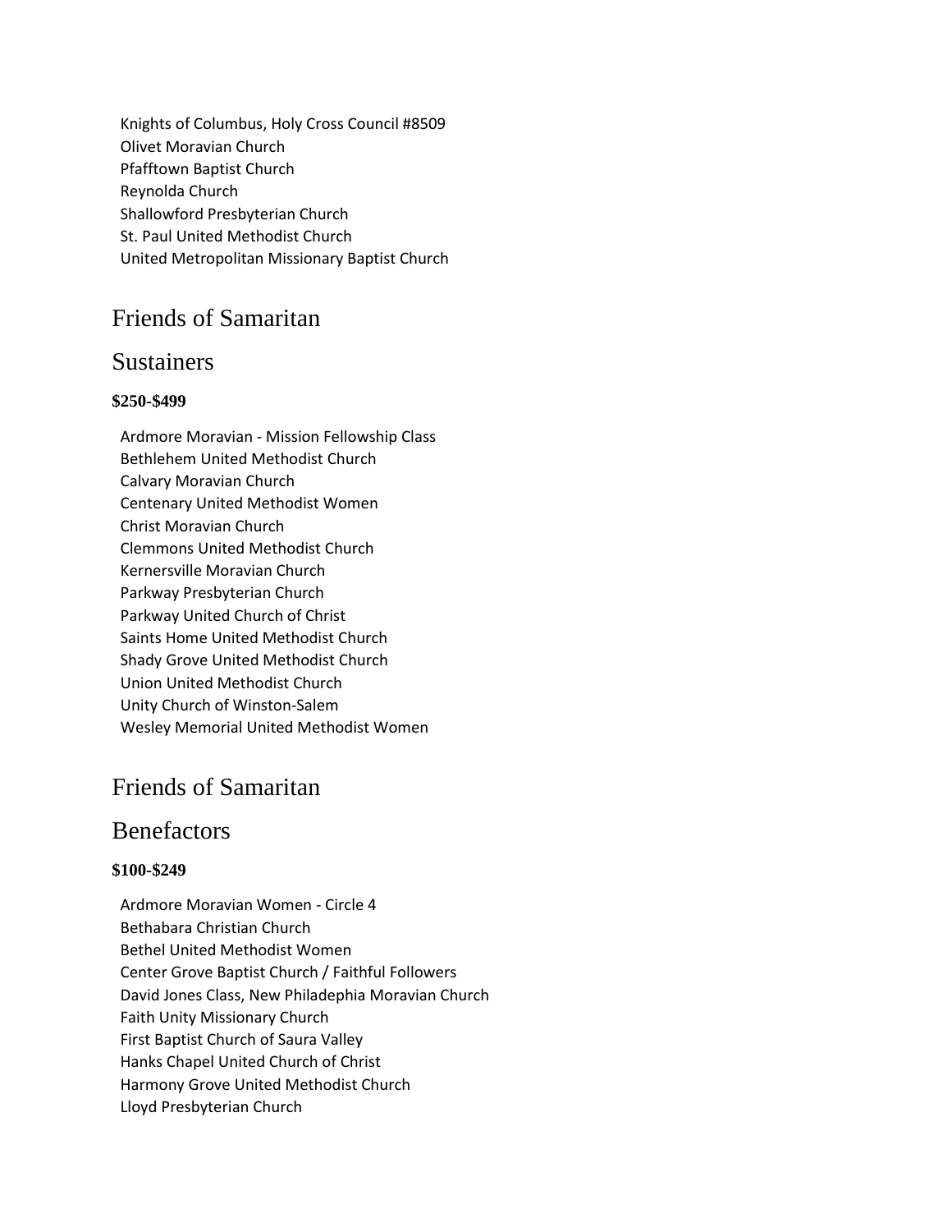Knights of Columbus, Holy Cross Council #8509
Olivet Moravian Church
Pfafftown Baptist Church
Reynolda Church
Shallowford Presbyterian Church
St. Paul United Methodist Church
United Metropolitan Missionary Baptist Church

## Friends of Samaritan

## Sustainers

**$250-$499**

Ardmore Moravian - Mission Fellowship Class
Bethlehem United Methodist Church
Calvary Moravian Church
Centenary United Methodist Women
Christ Moravian Church
Clemmons United Methodist Church
Kernersville Moravian Church
Parkway Presbyterian Church
Parkway United Church of Christ
Saints Home United Methodist Church
Shady Grove United Methodist Church
Union United Methodist Church
Unity Church of Winston-Salem
Wesley Memorial United Methodist Women

## Friends of Samaritan

## Benefactors

**$100-$249**

Ardmore Moravian Women - Circle 4
Bethabara Christian Church
Bethel United Methodist Women
Center Grove Baptist Church / Faithful Followers
David Jones Class, New Philadephia Moravian Church
Faith Unity Missionary Church
First Baptist Church of Saura Valley
Hanks Chapel United Church of Christ
Harmony Grove United Methodist Church
Lloyd Presbyterian Church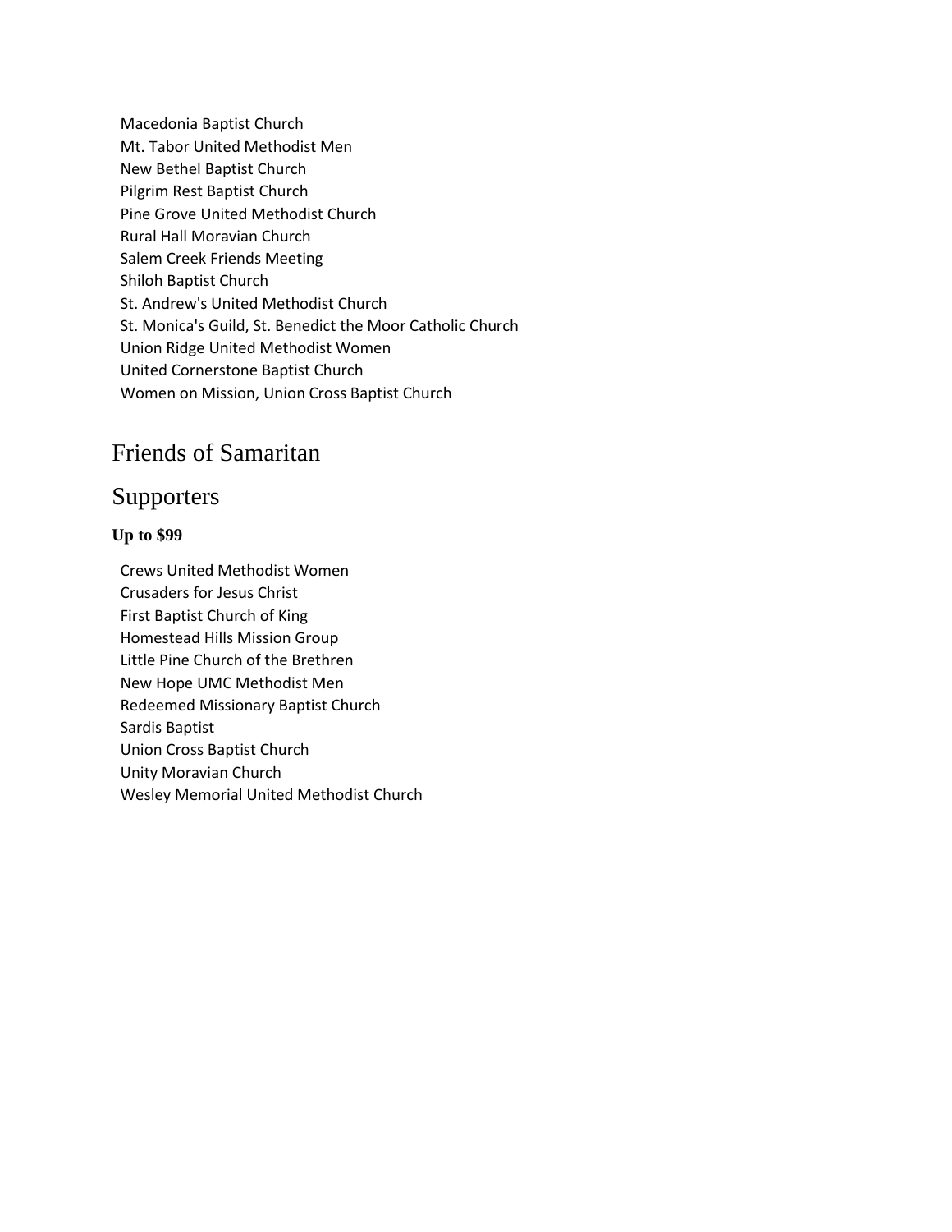Macedonia Baptist Church
Mt. Tabor United Methodist Men
New Bethel Baptist Church
Pilgrim Rest Baptist Church
Pine Grove United Methodist Church
Rural Hall Moravian Church
Salem Creek Friends Meeting
Shiloh Baptist Church
St. Andrew's United Methodist Church
St. Monica's Guild, St. Benedict the Moor Catholic Church
Union Ridge United Methodist Women
United Cornerstone Baptist Church
Women on Mission, Union Cross Baptist Church

## Friends of Samaritan

## Supporters

**Up to $99**

Crews United Methodist Women
Crusaders for Jesus Christ
First Baptist Church of King
Homestead Hills Mission Group
Little Pine Church of the Brethren
New Hope UMC Methodist Men
Redeemed Missionary Baptist Church
Sardis Baptist
Union Cross Baptist Church
Unity Moravian Church
Wesley Memorial United Methodist Church